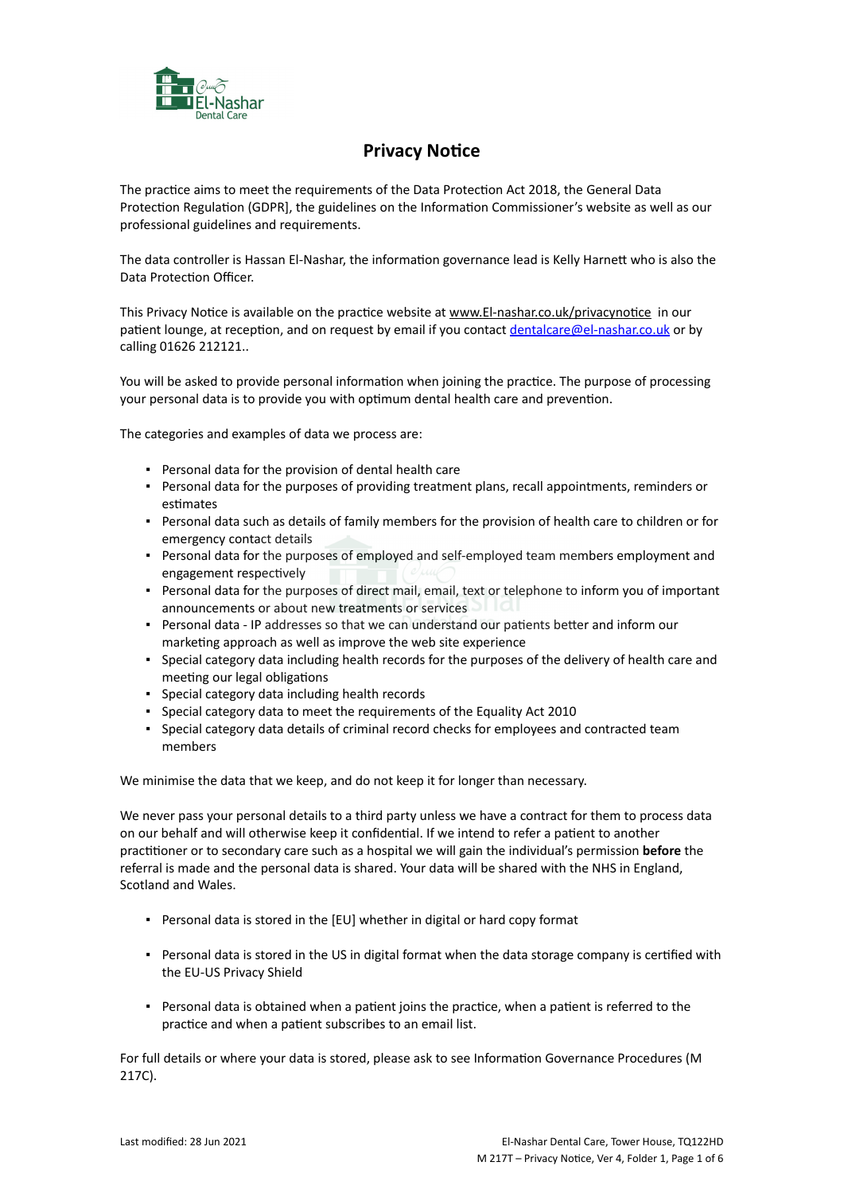# Privacy Notice

The practice aims to meet the requirements of the Data Protection Act 2018, the General Data Protection Regulation (GDPR], the guidelines on the Information Commissioner's website as well as our professional guidelines and requirements.

The data controller is Hassan El-Nashar, the information governance lead is Kelly Harnett who is also the Data Protection Officer.

This Privacy Notice is available on the practice website at www.El-nashar.co.uk/privacynotice in our patient lounge, at reception, and on request by email if you contact dentalcare@el-nashar.co.uk or by calling 01626 212121..

You will be asked to provide personal information when joining the practice. The purpose of processing your personal data is to provide you with optimum dental health care and prevention.

The categories and examples of data we process are:

- Personal data for the provision of dental health care
- Personal data for the purposes of providing treatment plans, recall appointments, reminders or estimates
- Personal data such as details of family members for the provision of health care to children or for emergency contact details
- Personal data for the purpose of employed and self-employed team members employment and engagement respectively
- Personal data for the purposes of direct mail, email, text or telephone to inform you of important announcements or about new treatments or services
- Personal data - IP addresses so that we can understand our patients better and inform our marketing approach as well as improve the web site experience
- Special category data including health records for the purposes of the delivery of health care and meeting our legal obligations
- Special category data including health records
- Special category data to meet the requirements of the Equality Act 2010
- Special category data details of criminal record checks for employees and contracted team members

We minimise the data that we keep, and do not keep it for longer than necessary.

We never pass your personal details to a third party unless we have a contract for them to process data on our behalf and will otherwise keep it confidential. If we intend to refer a patient to another practitioner or to secondary care such as a hospital we will gain the individual's permission **before** the referral is made and the personal data is shared. Your data will be shared with the NHS in England, Scotland and Wales.

- Personal data is stored in the [EU] whether in digital or hard copy format

- Personal data is stored in the US in digital format when the data storage company is certified with the EU-US Privacy Shield

- Personal data is obtained when a patient joins the practice, when a patient is referred to the practice and when a patient subscribes to an email list.

For full details or where your data is stored, please ask to see Information Governance Procedures (M 217C).

Last modified: 28 Jun 2021

El-Nashar Dental Care, Tower House, TQ122HD
M 217T – Privacy Notice, Ver 4, Folder 1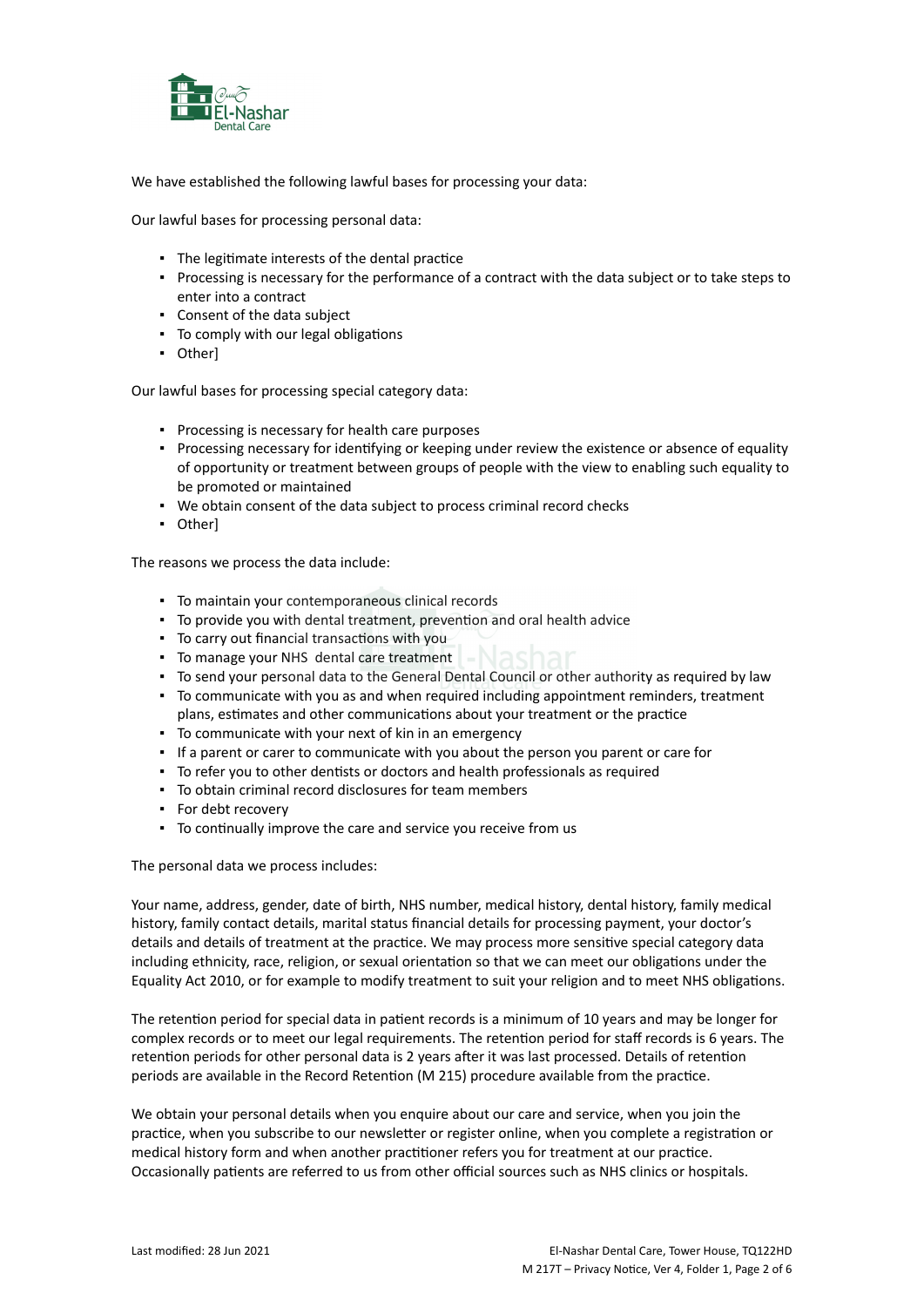We have established the following lawful bases for processing your data:

Our lawful bases for processing personal data:

- The legitimate interests of the dental practice
- Processing is necessary for the performance of a contract with the data subject or to take steps to enter into a contract
- Consent of the data subject
- To comply with our legal obligations
- Other]

Our lawful bases for processing special category data:

- Processing is necessary for health care purposes
- Processing necessary for identifying or keeping under review the existence or absence of equality of opportunity or treatment between groups of people with the view to enabling such equality to be promoted or maintained
- We obtain consent of the data subject to process criminal record checks
- Other]

The reasons we process the data include:

- To maintain your contemporaneous clinical records
- To provide you with dental treatment, prevention and oral health advice
- To carry out financial transactions with you
- To manage your NHS dental care treatment
- To send your personal data to the General Dental Council or other authority as required by law
- To communicate with you as and when required including appointment reminders, treatment plans, estimates and other communications about your treatment or the practice
- To communicate with your next of kin in an emergency
- If a parent or carer to communicate with you about the person you parent or care for
- To refer you to other dentists or doctors and health professionals as required
- To obtain criminal record disclosures for team members
- For debt recovery
- To continually improve the care and service you receive from us

The personal data we process includes:

Your name, address, gender, date of birth, NHS number, medical history, dental history, family medical history, family contact details, marital status financial details for processing payment, your doctor's details and details of treatment at the practice. We may process more sensitive special category data including ethnicity, race, religion, or sexual orientation so that we can meet our obligations under the Equality Act 2010, or for example to modify treatment to suit your religion and to meet NHS obligations.

The retention period for special data in patient records is a minimum of 10 years and may be longer for complex records or to meet our legal requirements. The retention period for staff records is 6 years. The retention periods for other personal data is 2 years after it was last processed. Details of retention periods are available in the Record Retention (M 215) procedure available from the practice.

We obtain your personal details when you enquire about our care and service, when you join the practice, when you subscribe to our newsletter or register online, when you complete a registration or medical history form and when another practitioner refers you for treatment at our practice. Occasionally patients are referred to us from other official sources such as NHS clinics or hospitals.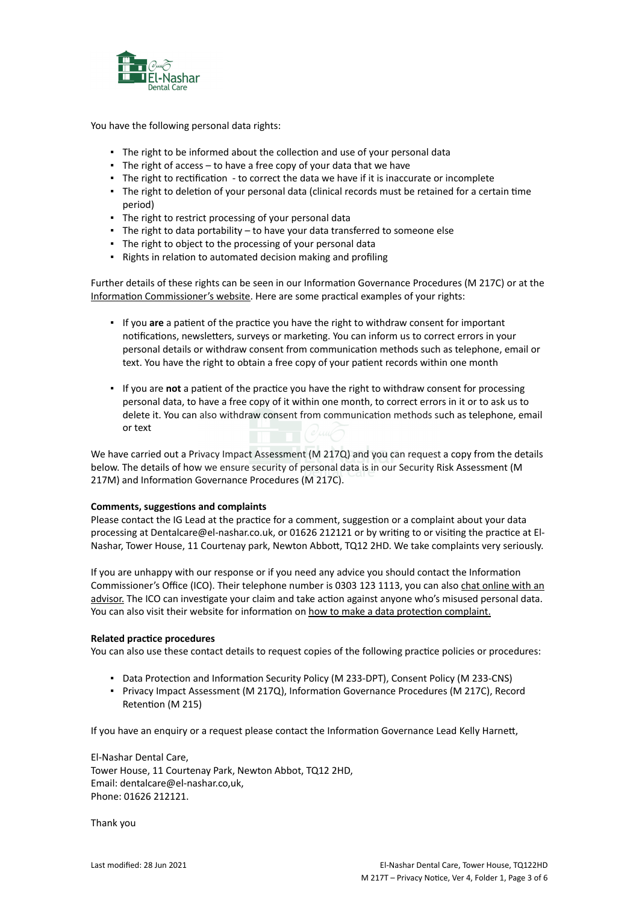You have the following personal data rights:

- The right to be informed about the collection and use of your personal data
- The right of access – to have a free copy of your data that we have
- The right to rectification - to correct the data we have if it is inaccurate or incomplete
- The right to deletion of your personal data (clinical records must be retained for a certain time period)
- The right to restrict processing of your personal data
- The right to data portability – to have your data transferred to someone else
- The right to object to the processing of your personal data
- Rights in relation to automated decision making and profiling

Further details of these rights can be seen in our Information Governance Procedures (M 217C) or at the Information Commissioner's website. Here are some practical examples of your rights:

- If you **are** a patient of the practice you have the right to withdraw consent for important notifications, newsletters, surveys or marketing. You can inform us to correct errors in your personal details or withdraw consent from communication methods such as telephone, email or text. You have the right to obtain a free copy of your patient records within one month

- If you are **not** a patient of the practice you have the right to withdraw consent for processing personal data, to have a free copy of it within one month, to correct errors in it or to ask us to delete it. You can also withdraw consent from communication methods such as telephone, email or text

We have carried out a Privacy Impact Assessment (M 217Q) and you can request a copy from the details below. The details of how we ensure security of personal data is in our Security Risk Assessment (M 217M) and Information Governance Procedures (M 217C).

**Comments, suggestions and complaints**
Please contact the IG Lead at the practice for a comment, suggestion or a complaint about your data processing at Dentalcare@el-nashar.co.uk, or 01626 212121 or by writing to or visiting the practice at El-Nashar, Tower House, 11 Courtenay park, Newton Abbott, TQ12 2HD. We take complaints very seriously.

If you are unhappy with our response or if you need any advice you should contact the Information Commissioner's Office (ICO). Their telephone number is 0303 123 1113, you can also chat online with an advisor. The ICO can investigate your claim and take action against anyone who's misused personal data. You can also visit their website for information on how to make a data protection complaint.

**Related practice procedures**
You can also use these contact details to request copies of the following practice policies or procedures:

- Data Protection and Information Security Policy (M 233-DPT), Consent Policy (M 233-CNS)
- Privacy Impact Assessment (M 217Q), Information Governance Procedures (M 217C), Record Retention (M 215)

If you have an enquiry or a request please contact the Information Governance Lead Kelly Harnett,

El-Nashar Dental Care,
Tower House, 11 Courtenay Park, Newton Abbot, TQ12 2HD,
Email: dentalcare@el-nashar.co,uk,
Phone: 01626 212121.

Thank you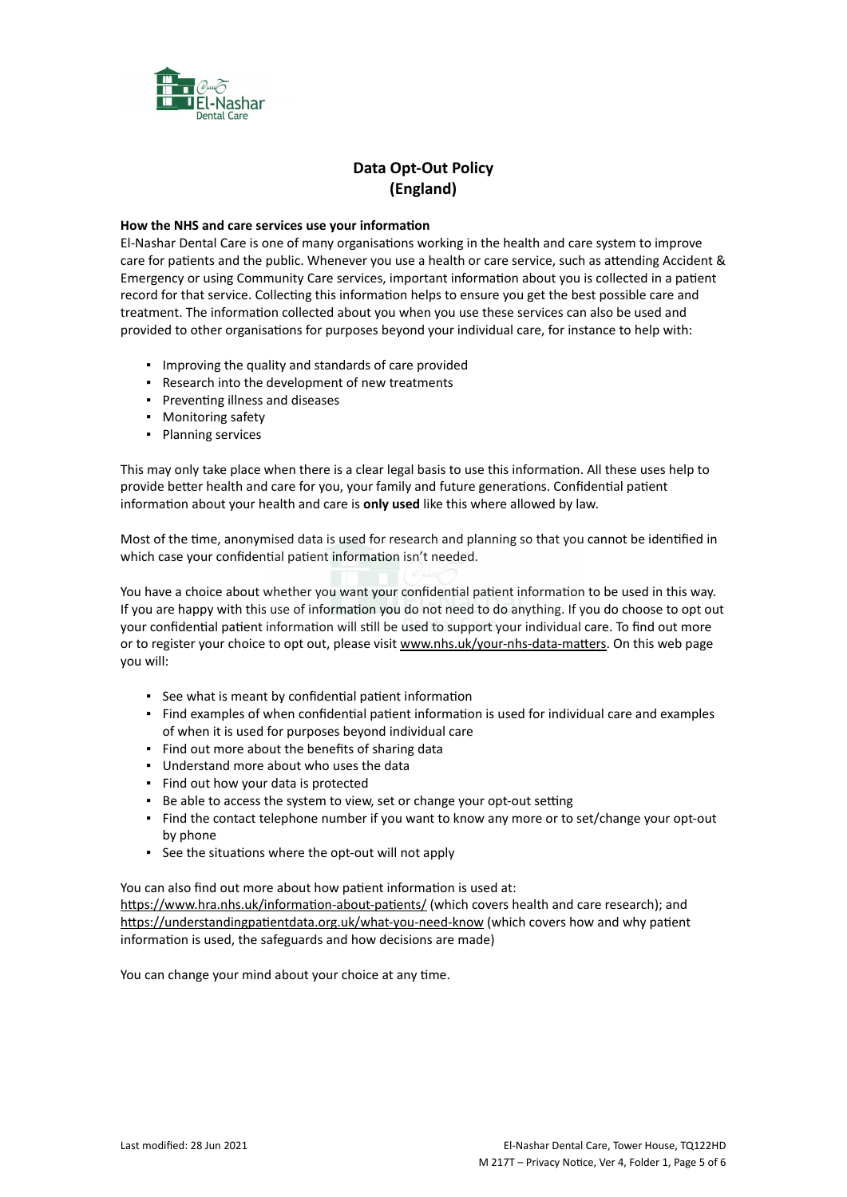# Data Opt-Out Policy (England)

**How the NHS and care services use your information**

El-Nashar Dental Care is one of many organisations working in the health and care system to improve care for patients and the public. Whenever you use a health or care service, such as attending Accident & Emergency or using Community Care services, important information about you is collected in a patient record for that service. Collecting this information helps to ensure you get the best possible care and treatment. The information collected about you when you use these services can also be used and provided to other organisations for purposes beyond your individual care, for instance to help with:

- Improving the quality and standards of care provided
- Research into the development of new treatments
- Preventing illness and diseases
- Monitoring safety
- Planning services

This may only take place when there is a clear legal basis to use this information. All these uses help to provide better health and care for you, your family and future generations. Confidential patient information about your health and care is **only used** like this where allowed by law.

Most of the time, anonymised data is used for research and planning so that you cannot be identified in which case your confidential patient information isn't needed.

You have a choice about whether you want your confidential patient information to be used in this way. If you are happy with this use of information you do not need to do anything. If you do choose to opt out your confidential patient information will still be used to support your individual care. To find out more or to register your choice to opt out, please visit www.nhs.uk/your-nhs-data-matters. On this web page you will:

- See what is meant by confidential patient information
- Find examples of when confidential patient information is used for individual care and examples of when it is used for purposes beyond individual care
- Find out more about the benefits of sharing data
- Understand more about who uses the data
- Find out how your data is protected
- Be able to access the system to view, set or change your opt-out setting
- Find the contact telephone number if you want to know any more or to set/change your opt-out by phone
- See the situations where the opt-out will not apply

You can also find out more about how patient information is used at:
https://www.hra.nhs.uk/information-about-patients/ (which covers health and care research); and https://understandingpatientdata.org.uk/what-you-need-know (which covers how and why patient information is used, the safeguards and how decisions are made)

You can change your mind about your choice at any time.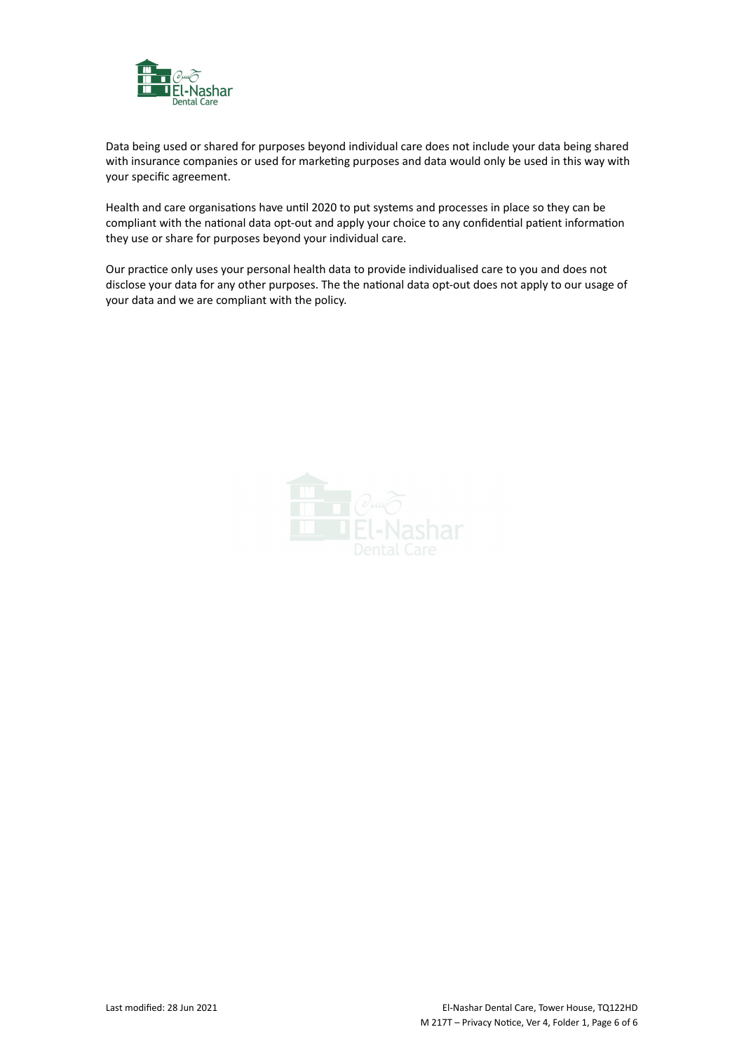Data being used or shared for purposes beyond individual care does not include your data being shared with insurance companies or used for marketing purposes and data would only be used in this way with your specific agreement.

Health and care organisations have until 2020 to put systems and processes in place so they can be compliant with the national data opt-out and apply your choice to any confidential patient information they use or share for purposes beyond your individual care.

Our practice only uses your personal health data to provide individualised care to you and does not disclose your data for any other purposes. The the national data opt-out does not apply to our usage of your data and we are compliant with the policy.